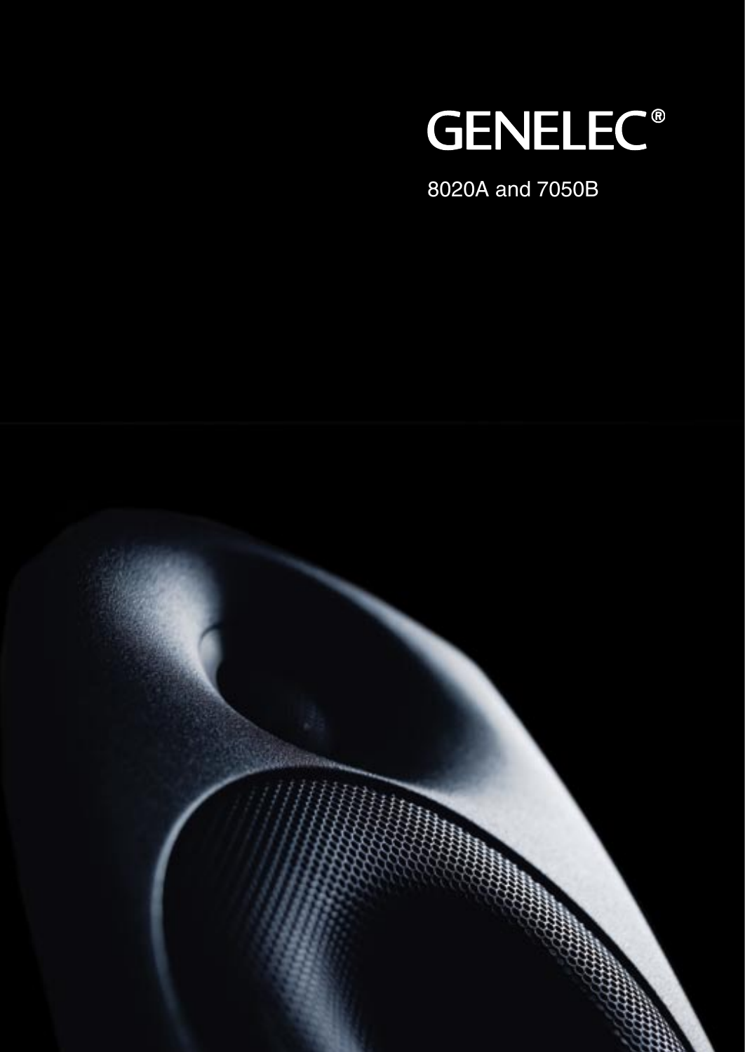# GENELEC®

8020A and 7050B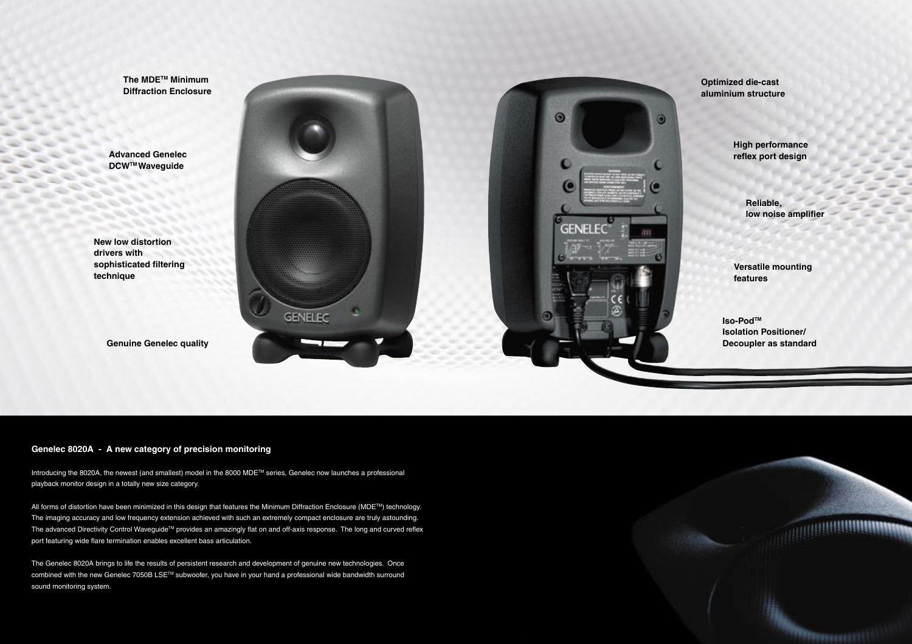The MDE™ Minimum Diffraction Enclosure

Advanced Genelec DCW™ Waveguide

New low distortion drivers with sophisticated filtering technique

Genuine Genelec quality

Optimized die-cast aluminium structure

High performance reflex port design

Reliable, low noise amplifier

Versatile mounting features

Iso-Pod™ Isolation Positioner/ Decoupler as standard

## Genelec 8020A - A new category of precision monitoring

Introducing the 8020A, the newest (and smallest) model in the 8000 MDE™ series, Genelec now launches a professional playback monitor design in a totally new size category.

All forms of distortion have been minimized in this design that features the Minimum Diffraction Enclosure (MDE™) technology. The imaging accuracy and low frequency extension achieved with such an extremely compact enclosure are truly astounding. The advanced Directivity Control Waveguide™ provides an amazingly flat on and off-axis response. The long and curved reflex port featuring wide flare termination enables excellent bass articulation.

The Genelec 8020A brings to life the results of persistent research and development of genuine new technologies. Once combined with the new Genelec 7050B LSE™ subwoofer, you have in your hand a professional wide bandwidth surround sound monitoring system.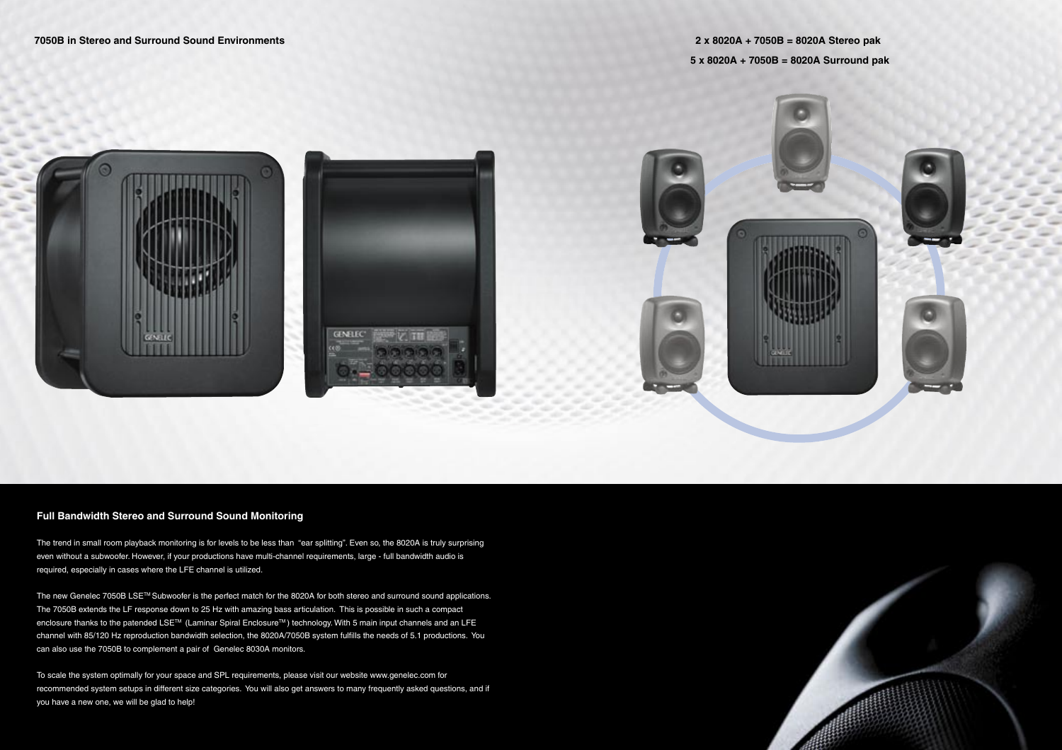**7050B in Stereo and Surround Sound Environments**

**2 x 8020A + 7050B = 8020A Stereo pak**

**5 x 8020A + 7050B = 8020A Surround pak**

## Full Bandwidth Stereo and Surround Sound Monitoring

The trend in small room playback monitoring is for levels to be less than "ear splitting". Even so, the 8020A is truly surprising even without a subwoofer. However, if your productions have multi-channel requirements, large - full bandwidth audio is required, especially in cases where the LFE channel is utilized.

The new Genelec 7050B LSE™ Subwoofer is the perfect match for the 8020A for both stereo and surround sound applications. The 7050B extends the LF response down to 25 Hz with amazing bass articulation. This is possible in such a compact enclosure thanks to the patended LSE™ (Laminar Spiral Enclosure™) technology. With 5 main input channels and an LFE channel with 85/120 Hz reproduction bandwidth selection, the 8020A/7050B system fulfills the needs of 5.1 productions. You can also use the 7050B to complement a pair of Genelec 8030A monitors.

To scale the system optimally for your space and SPL requirements, please visit our website www.genelec.com for recommended system setups in different size categories. You will also get answers to many frequently asked questions, and if you have a new one, we will be glad to help!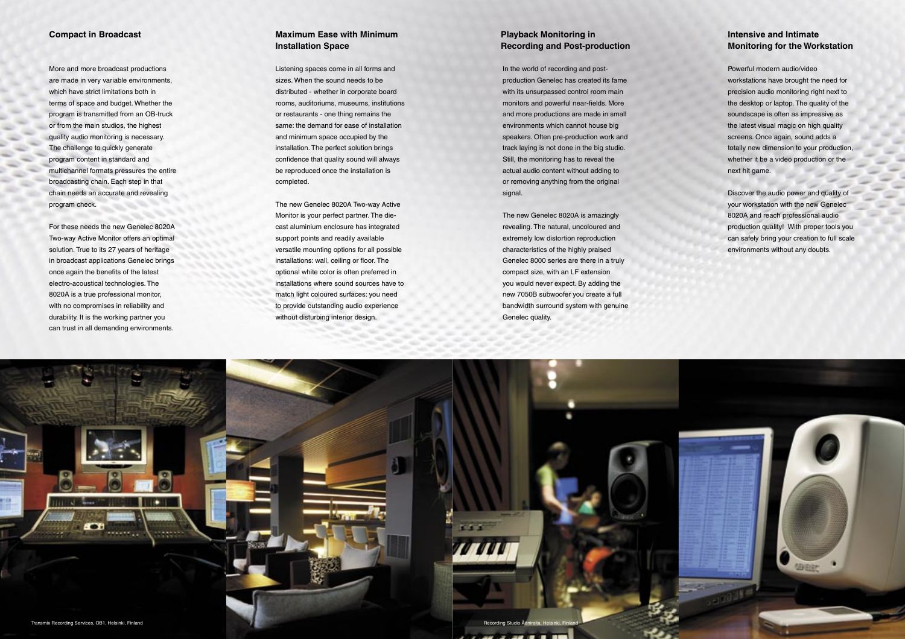## Compact in Broadcast

More and more broadcast productions are made in very variable environments, which have strict limitations both in terms of space and budget. Whether the program is transmitted from an OB-truck or from the main studios, the highest quality audio monitoring is necessary. The challenge to quickly generate program content in standard and multichannel formats pressures the entire broadcasting chain. Each step in that chain needs an accurate and revealing program check.

For these needs the new Genelec 8020A Two-way Active Monitor offers an optimal solution. True to its 27 years of heritage in broadcast applications Genelec brings once again the benefits of the latest electro-acoustical technologies. The 8020A is a true professional monitor, with no compromises in reliability and durability. It is the working partner you can trust in all demanding environments.

## Maximum Ease with Minimum Installation Space

Listening spaces come in all forms and sizes. When the sound needs to be distributed - whether in corporate board rooms, auditoriums, museums, institutions or restaurants - one thing remains the same: the demand for ease of installation and minimum space occupied by the installation. The perfect solution brings confidence that quality sound will always be reproduced once the installation is completed.

The new Genelec 8020A Two-way Active Monitor is your perfect partner. The die-cast aluminium enclosure has integrated support points and readily available versatile mounting options for all possible installations: wall, ceiling or floor. The optional white color is often preferred in installations where sound sources have to match light coloured surfaces: you need to provide outstanding audio experience without disturbing interior design.

## Playback Monitoring in Recording and Post-production

In the world of recording and post-production Genelec has created its fame with its unsurpassed control room main monitors and powerful near-fields. More and more productions are made in small environments which cannot house big speakers. Often pre-production work and track laying is not done in the big studio. Still, the monitoring has to reveal the actual audio content without adding to or removing anything from the original signal.

The new Genelec 8020A is amazingly revealing. The natural, uncoloured and extremely low distortion reproduction characteristics of the highly praised Genelec 8000 series are there in a truly compact size, with an LF extension you would never expect. By adding the new 7050B subwoofer you create a full bandwidth surround system with genuine Genelec quality.

## Intensive and Intimate Monitoring for the Workstation

Powerful modern audio/video workstations have brought the need for precision audio monitoring right next to the desktop or laptop. The quality of the soundscape is often as impressive as the latest visual magic on high quality screens. Once again, sound adds a totally new dimension to your production, whether it be a video production or the next hit game.

Discover the audio power and quality of your workstation with the new Genelec 8020A and reach professional audio production quality! With proper tools you can safely bring your creation to full scale environments without any doubts.

Transmix Recording Services, OB1, Helsinki, Finland

Recording Studio Ääniraita, Helsinki, Finland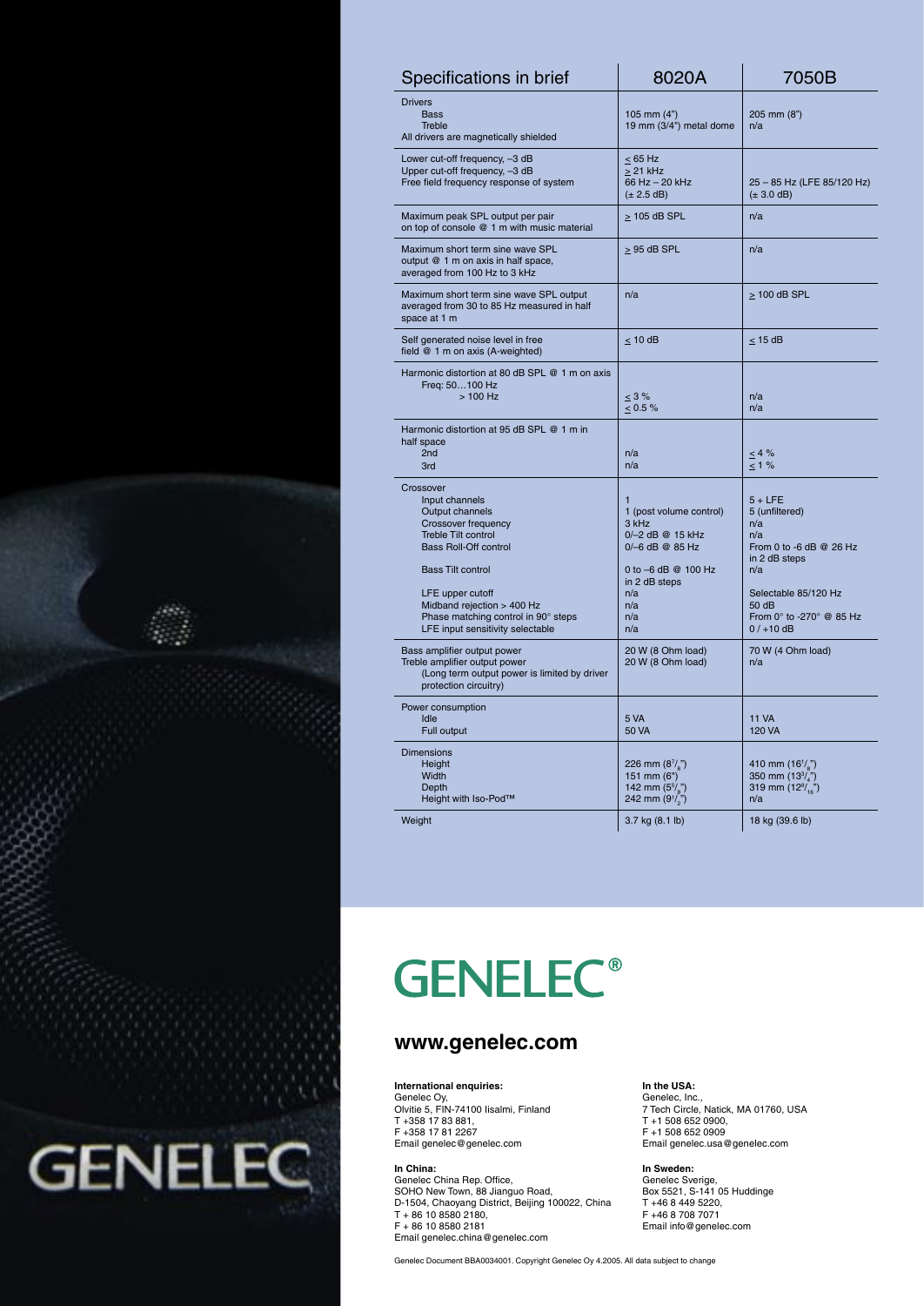| Specifications in brief | 8020A | 7050B |
|---|---|---|
| Drivers<br>Bass<br>Treble<br>All drivers are magnetically shielded | <br>105 mm (4")<br>19 mm (3/4") metal dome | <br>205 mm (8")<br>n/a |
| Lower cut-off frequency, –3 dB<br>Upper cut-off frequency, –3 dB<br>Free field frequency response of system | ≤ 65 Hz<br>≥ 21 kHz<br>66 Hz – 20 kHz<br>(± 2.5 dB) | <br><br>25 – 85 Hz (LFE 85/120 Hz)<br>(± 3.0 dB) |
| Maximum peak SPL output per pair on top of console @ 1 m with music material | ≥ 105 dB SPL | n/a |
| Maximum short term sine wave SPL output @ 1 m on axis in half space, averaged from 100 Hz to 3 kHz | ≥ 95 dB SPL | n/a |
| Maximum short term sine wave SPL output averaged from 30 to 85 Hz measured in half space at 1 m | n/a | ≥ 100 dB SPL |
| Self generated noise level in free field @ 1 m on axis (A-weighted) | ≤ 10 dB | ≤ 15 dB |
| Harmonic distortion at 80 dB SPL @ 1 m on axis<br>Freq: 50…100 Hz<br>> 100 Hz | <br>≤ 3 %<br>≤ 0.5 % | <br>n/a<br>n/a |
| Harmonic distortion at 95 dB SPL @ 1 m in half space<br>2nd<br>3rd | <br>n/a<br>n/a | <br>≤ 4 %<br>≤ 1 % |
| Crossover<br>Input channels<br>Output channels<br>Crossover frequency<br>Treble Tilt control<br>Bass Roll-Off control<br><br>Bass Tilt control<br><br>LFE upper cutoff<br>Midband rejection > 400 Hz<br>Phase matching control in 90° steps<br>LFE input sensitivity selectable | <br>1<br>1 (post volume control)<br>3 kHz<br>0/–2 dB @ 15 kHz<br>0/–6 dB @ 85 Hz<br><br>0 to –6 dB @ 100 Hz in 2 dB steps<br>n/a<br>n/a<br>n/a<br>n/a | <br>5 + LFE<br>5 (unfiltered)<br>n/a<br>n/a<br>From 0 to -6 dB @ 26 Hz in 2 dB steps<br>n/a<br><br>Selectable 85/120 Hz<br>50 dB<br>From 0° to -270° @ 85 Hz<br>0 / +10 dB |
| Bass amplifier output power<br>Treble amplifier output power<br>(Long term output power is limited by driver protection circuitry) | 20 W (8 Ohm load)<br>20 W (8 Ohm load) | 70 W (4 Ohm load)<br>n/a |
| Power consumption<br>Idle<br>Full output | <br>5 VA<br>50 VA | <br>11 VA<br>120 VA |
| Dimensions<br>Height<br>Width<br>Depth<br>Height with Iso-Pod™ | <br>226 mm (8 7/8")<br>151 mm (6")<br>142 mm (5 5/8")<br>242 mm (9 1/2") | <br>410 mm (16 1/8")<br>350 mm (13 3/4")<br>319 mm (12 9/16")<br>n/a |
| Weight | 3.7 kg (8.1 lb) | 18 kg (39.6 lb) |

# GENELEC®

## www.genelec.com

**International enquiries:**
Genelec Oy,
Olvitie 5, FIN-74100 Iisalmi, Finland
T +358 17 83 881,
F +358 17 81 2267
Email genelec@genelec.com

**In China:**
Genelec China Rep. Office,
SOHO New Town, 88 Jianguo Road,
D-1504, Chaoyang District, Beijing 100022, China
T + 86 10 8580 2180,
F + 86 10 8580 2181
Email genelec.china@genelec.com

**In the USA:**
Genelec, Inc.,
7 Tech Circle, Natick, MA 01760, USA
T +1 508 652 0900,
F +1 508 652 0909
Email genelec.usa@genelec.com

**In Sweden:**
Genelec Sverige,
Box 5521, S-141 05 Huddinge
T +46 8 449 5220,
F +46 8 708 7071
Email info@genelec.com

Genelec Document BBA0034001. Copyright Genelec Oy 4.2005. All data subject to change